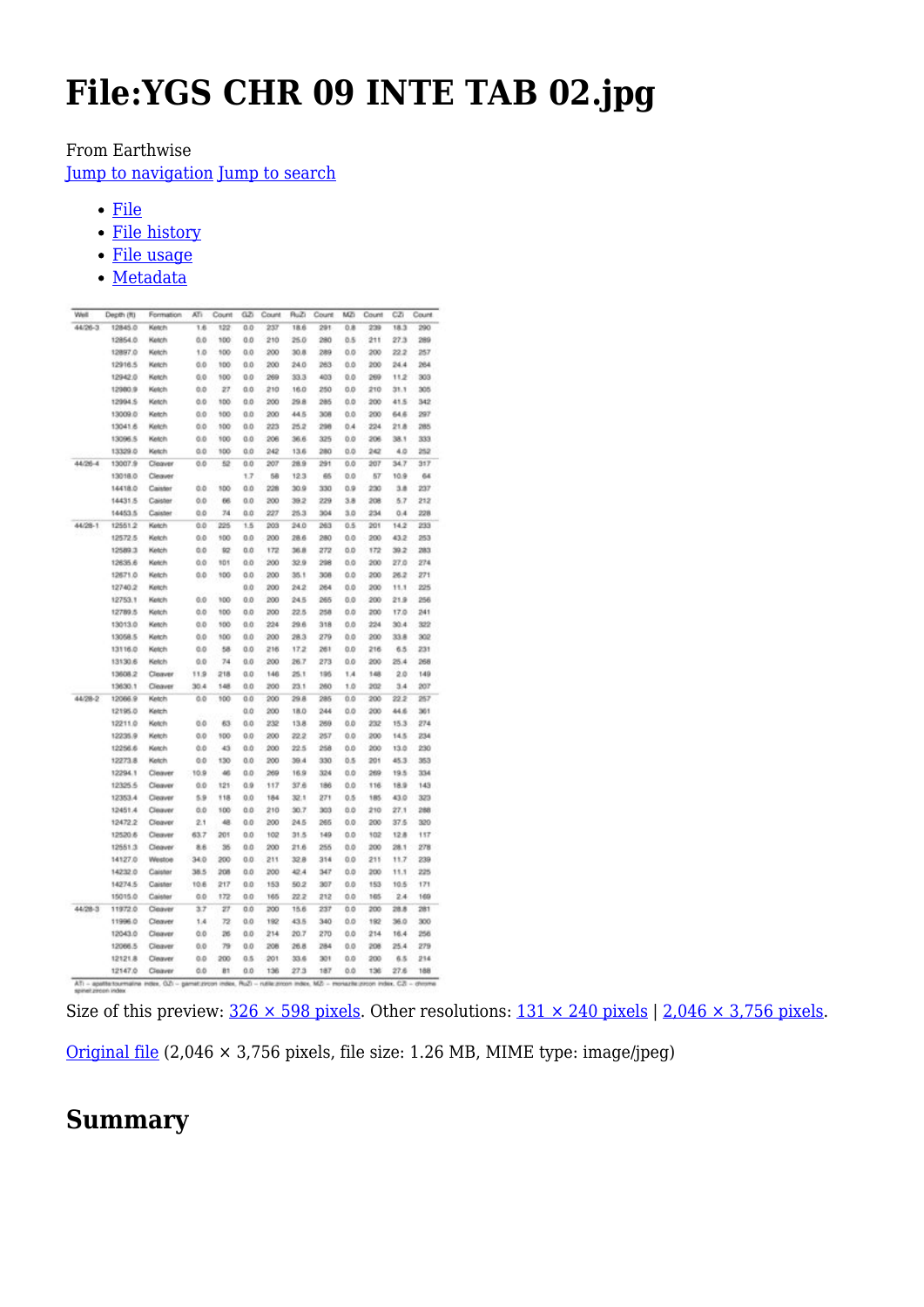# File:YGS CHR 09 INTE TAB 02.jpg

From Earthwise

Jump to navigation Jump to search

- File
- File history
- File usage
- Metadata

| Well | Depth (ft) | Formation | ATi | Count | GZi | Count | RuZi | Count | MZi | Count | CZi | Count |
|---|---|---|---|---|---|---|---|---|---|---|---|---|
| 44/26-3 | 12845.0 | Ketch | 1.6 | 122 | 0.0 | 237 | 18.6 | 291 | 0.8 | 239 | 18.3 | 290 |
| | 12854.0 | Ketch | 0.0 | 100 | 0.0 | 210 | 25.0 | 280 | 0.5 | 211 | 27.3 | 289 |
| | 12897.0 | Ketch | 1.0 | 100 | 0.0 | 200 | 30.8 | 289 | 0.0 | 200 | 22.2 | 257 |
| | 12916.5 | Ketch | 0.0 | 100 | 0.0 | 200 | 24.0 | 263 | 0.0 | 200 | 24.4 | 264 |
| | 12942.0 | Ketch | 0.0 | 100 | 0.0 | 269 | 33.3 | 403 | 0.0 | 269 | 11.2 | 303 |
| | 12980.9 | Ketch | 0.0 | 27 | 0.0 | 210 | 16.0 | 250 | 0.0 | 210 | 31.1 | 305 |
| | 12994.5 | Ketch | 0.0 | 100 | 0.0 | 200 | 29.8 | 285 | 0.0 | 200 | 41.5 | 342 |
| | 13009.0 | Ketch | 0.0 | 100 | 0.0 | 200 | 44.5 | 308 | 0.0 | 200 | 64.6 | 297 |
| | 13041.6 | Ketch | 0.0 | 100 | 0.0 | 223 | 25.2 | 298 | 0.4 | 224 | 21.8 | 285 |
| | 13096.5 | Ketch | 0.0 | 100 | 0.0 | 206 | 36.6 | 325 | 0.0 | 206 | 38.1 | 333 |
| | 13329.0 | Ketch | 0.0 | 100 | 0.0 | 242 | 13.6 | 280 | 0.0 | 242 | 4.0 | 252 |
| 44/26-4 | 13007.9 | Cleaver | 0.0 | 52 | 0.0 | 207 | 28.9 | 291 | 0.0 | 207 | 34.7 | 317 |
| | 13018.0 | Cleaver | | | 1.7 | 58 | 12.3 | 65 | 0.0 | 57 | 10.9 | 64 |
| | 14418.0 | Caister | 0.0 | 100 | 0.0 | 228 | 30.9 | 330 | 0.9 | 230 | 3.8 | 237 |
| | 14431.5 | Caister | 0.0 | 66 | 0.0 | 200 | 39.2 | 229 | 3.8 | 208 | 5.7 | 212 |
| | 14453.5 | Caister | 0.0 | 74 | 0.0 | 227 | 25.3 | 304 | 3.0 | 234 | 0.4 | 228 |
| 44/28-1 | 12551.2 | Ketch | 0.0 | 225 | 1.5 | 203 | 24.0 | 263 | 0.5 | 201 | 14.2 | 233 |
| | 12572.5 | Ketch | 0.0 | 100 | 0.0 | 200 | 28.6 | 280 | 0.0 | 200 | 43.2 | 253 |
| | 12589.3 | Ketch | 0.0 | 92 | 0.0 | 172 | 36.8 | 272 | 0.0 | 172 | 39.2 | 283 |
| | 12635.6 | Ketch | 0.0 | 101 | 0.0 | 200 | 32.9 | 298 | 0.0 | 200 | 27.0 | 274 |
| | 12671.0 | Ketch | 0.0 | 100 | 0.0 | 200 | 35.1 | 308 | 0.0 | 200 | 26.2 | 271 |
| | 12740.2 | Ketch | | | 0.0 | 200 | 24.2 | 264 | 0.0 | 200 | 11.1 | 225 |
| | 12753.1 | Ketch | 0.0 | 100 | 0.0 | 200 | 24.5 | 265 | 0.0 | 200 | 21.9 | 256 |
| | 12789.5 | Ketch | 0.0 | 100 | 0.0 | 200 | 22.5 | 258 | 0.0 | 200 | 17.0 | 241 |
| | 13013.0 | Ketch | 0.0 | 100 | 0.0 | 224 | 29.6 | 318 | 0.0 | 224 | 30.4 | 322 |
| | 13058.5 | Ketch | 0.0 | 100 | 0.0 | 200 | 28.3 | 279 | 0.0 | 200 | 33.8 | 302 |
| | 13116.0 | Ketch | 0.0 | 58 | 0.0 | 216 | 17.2 | 261 | 0.0 | 216 | 6.5 | 231 |
| | 13130.6 | Ketch | 0.0 | 74 | 0.0 | 200 | 26.7 | 273 | 0.0 | 200 | 25.4 | 268 |
| | 13608.2 | Cleaver | 11.9 | 218 | 0.0 | 146 | 25.1 | 195 | 1.4 | 148 | 2.0 | 149 |
| | 13630.1 | Cleaver | 30.4 | 148 | 0.0 | 200 | 23.1 | 260 | 1.0 | 202 | 3.4 | 207 |
| 44/28-2 | 12066.9 | Ketch | 0.0 | 100 | 0.0 | 200 | 29.8 | 285 | 0.0 | 200 | 22.2 | 257 |
| | 12195.0 | Ketch | | | 0.0 | 200 | 18.0 | 244 | 0.0 | 200 | 44.6 | 361 |
| | 12211.0 | Ketch | 0.0 | 63 | 0.0 | 232 | 13.8 | 269 | 0.0 | 232 | 15.3 | 274 |
| | 12235.9 | Ketch | 0.0 | 100 | 0.0 | 200 | 22.2 | 257 | 0.0 | 200 | 14.5 | 234 |
| | 12256.6 | Ketch | 0.0 | 43 | 0.0 | 200 | 22.5 | 258 | 0.0 | 200 | 13.0 | 230 |
| | 12273.8 | Ketch | 0.0 | 130 | 0.0 | 200 | 39.4 | 330 | 0.5 | 201 | 45.3 | 353 |
| | 12294.1 | Cleaver | 10.9 | 46 | 0.0 | 269 | 16.9 | 324 | 0.0 | 269 | 19.5 | 334 |
| | 12325.5 | Cleaver | 0.0 | 121 | 0.9 | 117 | 37.6 | 186 | 0.0 | 116 | 18.9 | 143 |
| | 12353.4 | Cleaver | 5.9 | 118 | 0.0 | 184 | 32.1 | 271 | 0.5 | 185 | 43.0 | 323 |
| | 12451.4 | Cleaver | 0.0 | 100 | 0.0 | 210 | 30.7 | 303 | 0.0 | 210 | 27.1 | 288 |
| | 12472.2 | Cleaver | 2.1 | 48 | 0.0 | 200 | 24.5 | 265 | 0.0 | 200 | 37.5 | 320 |
| | 12520.6 | Cleaver | 63.7 | 201 | 0.0 | 102 | 31.5 | 149 | 0.0 | 102 | 12.8 | 117 |
| | 12551.3 | Cleaver | 8.6 | 35 | 0.0 | 200 | 21.6 | 255 | 0.0 | 200 | 28.1 | 278 |
| | 14127.0 | Westoe | 34.0 | 200 | 0.0 | 211 | 32.8 | 314 | 0.0 | 211 | 11.7 | 239 |
| | 14232.0 | Caister | 38.5 | 208 | 0.0 | 200 | 42.4 | 347 | 0.0 | 200 | 11.1 | 225 |
| | 14274.5 | Caister | 10.6 | 217 | 0.0 | 153 | 50.2 | 307 | 0.0 | 153 | 10.5 | 171 |
| | 15015.0 | Caister | 0.0 | 172 | 0.0 | 165 | 22.2 | 212 | 0.0 | 165 | 2.4 | 169 |
| 44/28-3 | 11972.0 | Cleaver | 3.7 | 27 | 0.0 | 200 | 15.6 | 237 | 0.0 | 200 | 28.8 | 281 |
| | 11996.0 | Cleaver | 1.4 | 72 | 0.0 | 192 | 43.5 | 340 | 0.0 | 192 | 36.0 | 300 |
| | 12043.0 | Cleaver | 0.0 | 26 | 0.0 | 214 | 20.7 | 270 | 0.0 | 214 | 16.4 | 256 |
| | 12066.5 | Cleaver | 0.0 | 79 | 0.0 | 208 | 26.8 | 284 | 0.0 | 208 | 25.4 | 279 |
| | 12121.8 | Cleaver | 0.0 | 200 | 0.5 | 201 | 33.6 | 301 | 0.0 | 200 | 6.5 | 214 |
| | 12147.0 | Cleaver | 0.0 | 81 | 0.0 | 136 | 27.3 | 187 | 0.0 | 136 | 27.6 | 188 |

ATi – apatite:tourmaline index, GZi – garnet:zircon index, RuZi – rutile:zircon index, MZi – monazite:zircon index, CZi – chrome spinel:zircon index

Size of this preview: 326 × 598 pixels. Other resolutions: 131 × 240 pixels | 2,046 × 3,756 pixels.

Original file (2,046 × 3,756 pixels, file size: 1.26 MB, MIME type: image/jpeg)

## Summary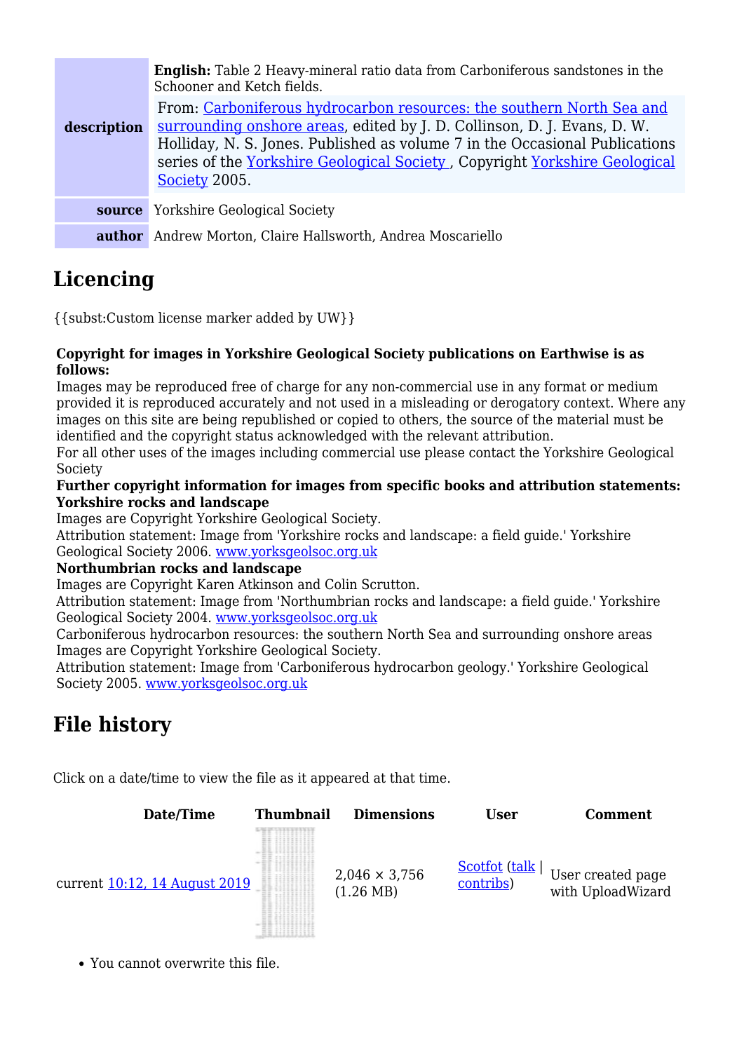| | |
|---|---|
| **description** | **English:** Table 2 Heavy-mineral ratio data from Carboniferous sandstones in the Schooner and Ketch fields.<br><br>From: Carboniferous hydrocarbon resources: the southern North Sea and surrounding onshore areas, edited by J. D. Collinson, D. J. Evans, D. W. Holliday, N. S. Jones. Published as volume 7 in the Occasional Publications series of the Yorkshire Geological Society , Copyright Yorkshire Geological Society 2005. |
| **source** | Yorkshire Geological Society |
| **author** | Andrew Morton, Claire Hallsworth, Andrea Moscariello |

## Licencing

{{subst:Custom license marker added by UW}}

**Copyright for images in Yorkshire Geological Society publications on Earthwise is as follows:**

Images may be reproduced free of charge for any non-commercial use in any format or medium provided it is reproduced accurately and not used in a misleading or derogatory context. Where any images on this site are being republished or copied to others, the source of the material must be identified and the copyright status acknowledged with the relevant attribution.

For all other uses of the images including commercial use please contact the Yorkshire Geological Society

**Further copyright information for images from specific books and attribution statements:**

**Yorkshire rocks and landscape**

Images are Copyright Yorkshire Geological Society.

Attribution statement: Image from 'Yorkshire rocks and landscape: a field guide.' Yorkshire Geological Society 2006. www.yorksgeolsoc.org.uk

**Northumbrian rocks and landscape**

Images are Copyright Karen Atkinson and Colin Scrutton.

Attribution statement: Image from 'Northumbrian rocks and landscape: a field guide.' Yorkshire Geological Society 2004. www.yorksgeolsoc.org.uk

Carboniferous hydrocarbon resources: the southern North Sea and surrounding onshore areas

Images are Copyright Yorkshire Geological Society.

Attribution statement: Image from 'Carboniferous hydrocarbon geology.' Yorkshire Geological Society 2005. www.yorksgeolsoc.org.uk

## File history

Click on a date/time to view the file as it appeared at that time.

| Date/Time | Thumbnail | Dimensions | User | Comment |
|---|---|---|---|---|
| current 10:12, 14 August 2019 | | 2,046 × 3,756 (1.26 MB) | Scotfot (talk \| contribs) | User created page with UploadWizard |

- You cannot overwrite this file.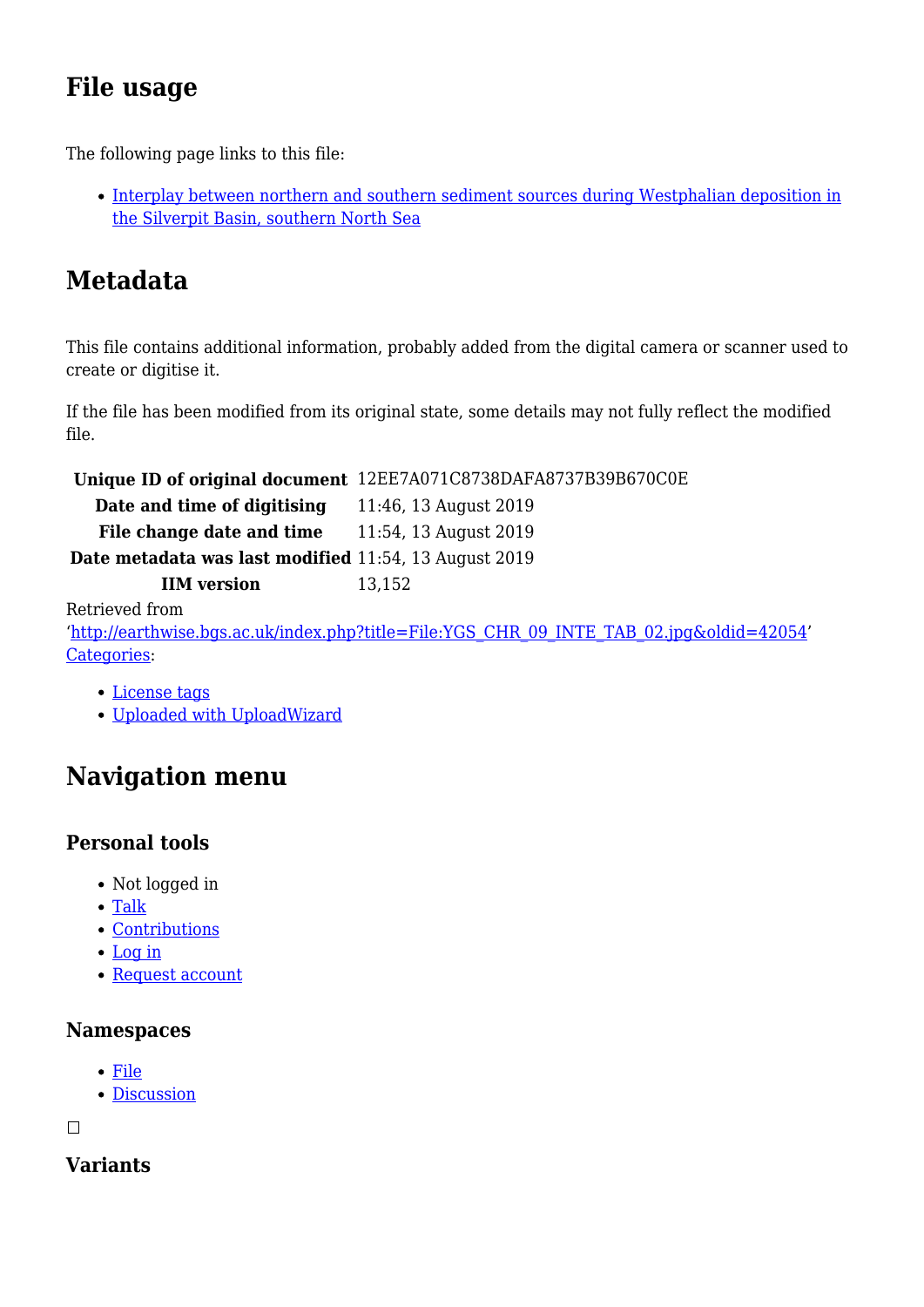## File usage

The following page links to this file:

- [Interplay between northern and southern sediment sources during Westphalian deposition in the Silverpit Basin, southern North Sea]

## Metadata

This file contains additional information, probably added from the digital camera or scanner used to create or digitise it.

If the file has been modified from its original state, some details may not fully reflect the modified file.

| | |
|---|---|
| **Unique ID of original document** | 12EE7A071C8738DAFA8737B39B670C0E |
| **Date and time of digitising** | 11:46, 13 August 2019 |
| **File change date and time** | 11:54, 13 August 2019 |
| **Date metadata was last modified** | 11:54, 13 August 2019 |
| **IIM version** | 13,152 |

Retrieved from 'http://earthwise.bgs.ac.uk/index.php?title=File:YGS_CHR_09_INTE_TAB_02.jpg&oldid=42054'

Categories:

- License tags
- Uploaded with UploadWizard

## Navigation menu

### Personal tools

- Not logged in
- Talk
- Contributions
- Log in
- Request account

### Namespaces

- File
- Discussion

☐

### Variants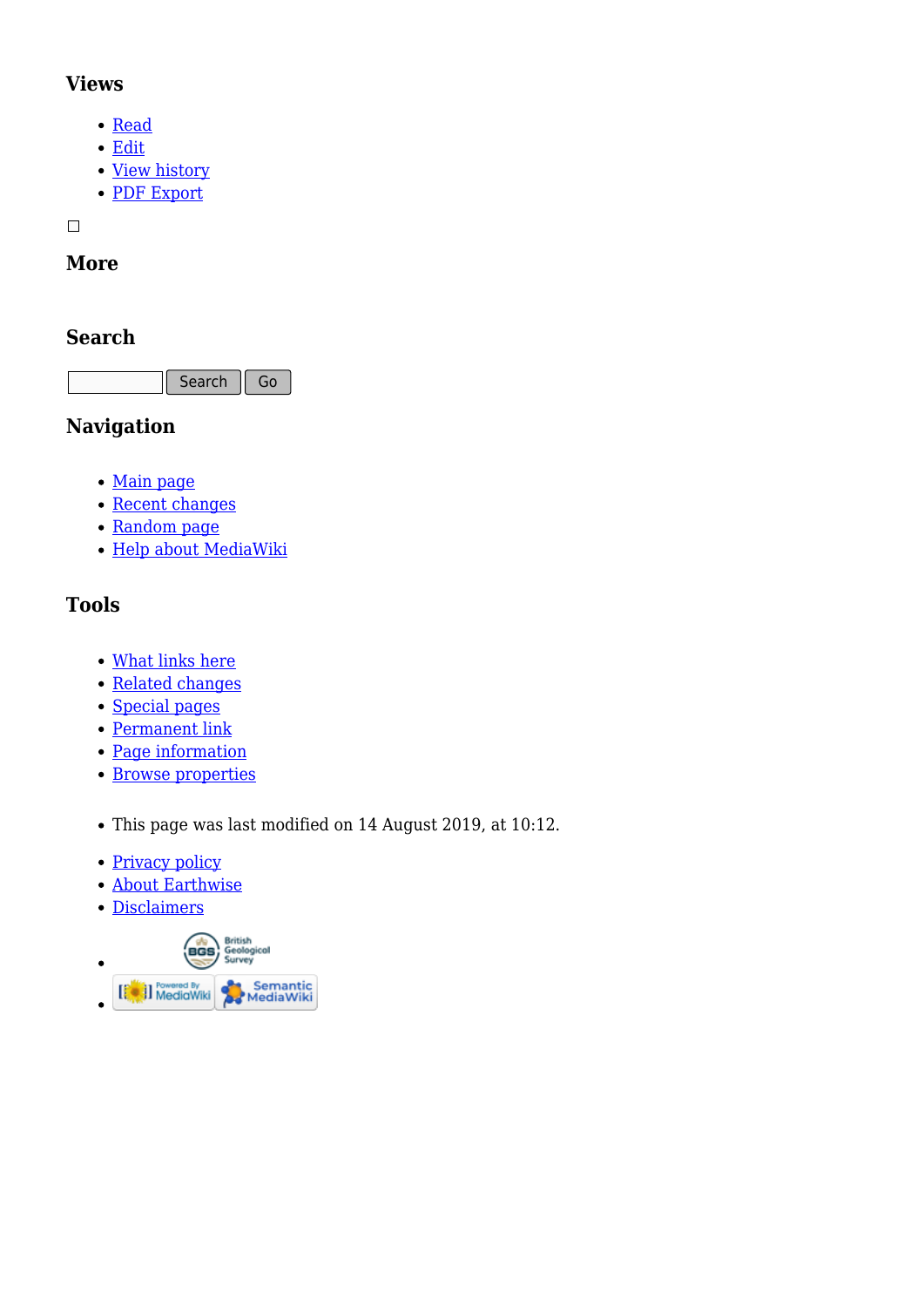### Views

- Read
- Edit
- View history
- PDF Export

### More

### Search

Search Go

### Navigation

- Main page
- Recent changes
- Random page
- Help about MediaWiki

### Tools

- What links here
- Related changes
- Special pages
- Permanent link
- Page information
- Browse properties

- This page was last modified on 14 August 2019, at 10:12.

- Privacy policy
- About Earthwise
- Disclaimers